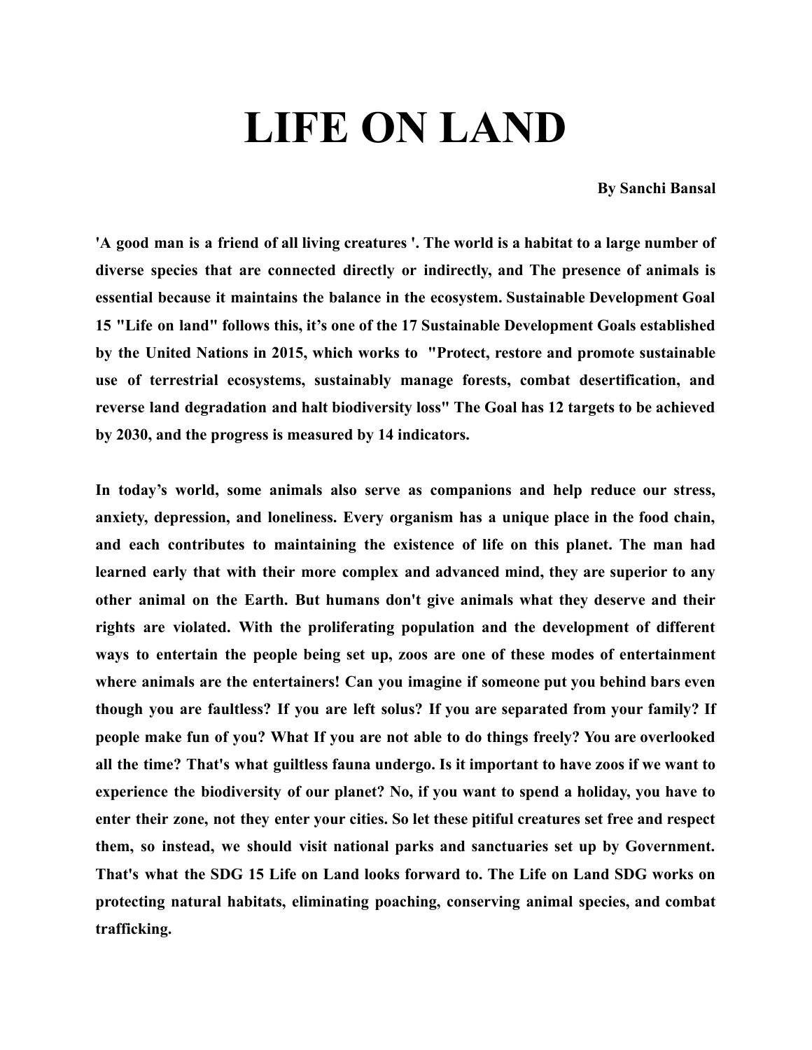# LIFE ON LAND

**By Sanchi Bansal**

**'A good man is a friend of all living creatures '. The world is a habitat to a large number of diverse species that are connected directly or indirectly, and The presence of animals is essential because it maintains the balance in the ecosystem. Sustainable Development Goal 15 "Life on land" follows this, it's one of the 17 Sustainable Development Goals established by the United Nations in 2015, which works to "Protect, restore and promote sustainable use of terrestrial ecosystems, sustainably manage forests, combat desertification, and reverse land degradation and halt biodiversity loss" The Goal has 12 targets to be achieved by 2030, and the progress is measured by 14 indicators.**

**In today's world, some animals also serve as companions and help reduce our stress, anxiety, depression, and loneliness. Every organism has a unique place in the food chain, and each contributes to maintaining the existence of life on this planet. The man had learned early that with their more complex and advanced mind, they are superior to any other animal on the Earth. But humans don't give animals what they deserve and their rights are violated. With the proliferating population and the development of different ways to entertain the people being set up, zoos are one of these modes of entertainment where animals are the entertainers! Can you imagine if someone put you behind bars even though you are faultless? If you are left solus? If you are separated from your family? If people make fun of you? What If you are not able to do things freely? You are overlooked all the time? That's what guiltless fauna undergo. Is it important to have zoos if we want to experience the biodiversity of our planet? No, if you want to spend a holiday, you have to enter their zone, not they enter your cities. So let these pitiful creatures set free and respect them, so instead, we should visit national parks and sanctuaries set up by Government. That's what the SDG 15 Life on Land looks forward to. The Life on Land SDG works on protecting natural habitats, eliminating poaching, conserving animal species, and combat trafficking.**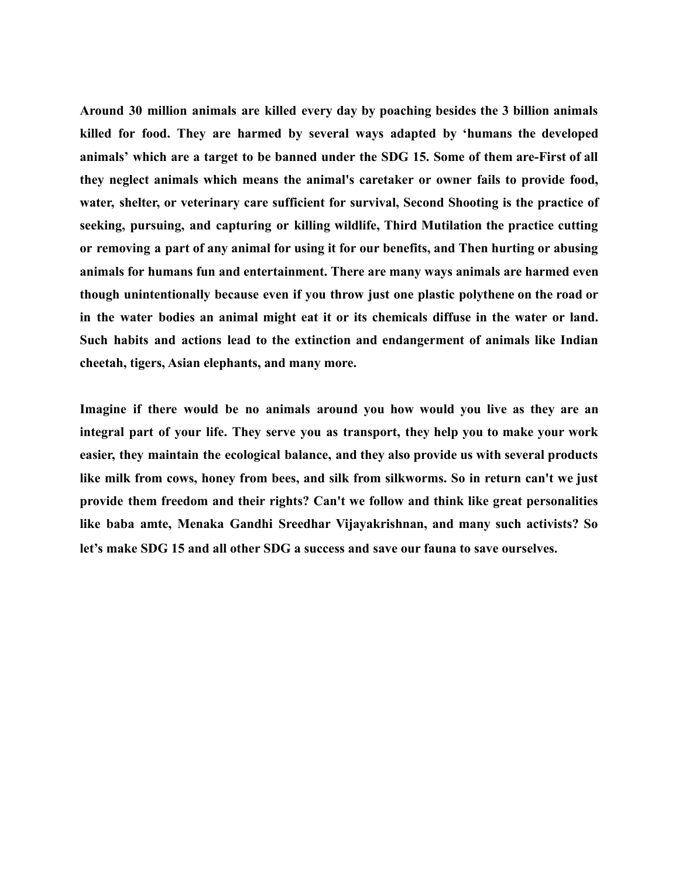**Around 30 million animals are killed every day by poaching besides the 3 billion animals killed for food. They are harmed by several ways adapted by 'humans the developed animals' which are a target to be banned under the SDG 15. Some of them are-First of all they neglect animals which means the animal's caretaker or owner fails to provide food, water, shelter, or veterinary care sufficient for survival, Second Shooting is the practice of seeking, pursuing, and capturing or killing wildlife, Third Mutilation the practice cutting or removing a part of any animal for using it for our benefits, and Then hurting or abusing animals for humans fun and entertainment. There are many ways animals are harmed even though unintentionally because even if you throw just one plastic polythene on the road or in the water bodies an animal might eat it or its chemicals diffuse in the water or land. Such habits and actions lead to the extinction and endangerment of animals like Indian cheetah, tigers, Asian elephants, and many more.**

**Imagine if there would be no animals around you how would you live as they are an integral part of your life. They serve you as transport, they help you to make your work easier, they maintain the ecological balance, and they also provide us with several products like milk from cows, honey from bees, and silk from silkworms. So in return can't we just provide them freedom and their rights? Can't we follow and think like great personalities like baba amte, Menaka Gandhi Sreedhar Vijayakrishnan, and many such activists? So let's make SDG 15 and all other SDG a success and save our fauna to save ourselves.**